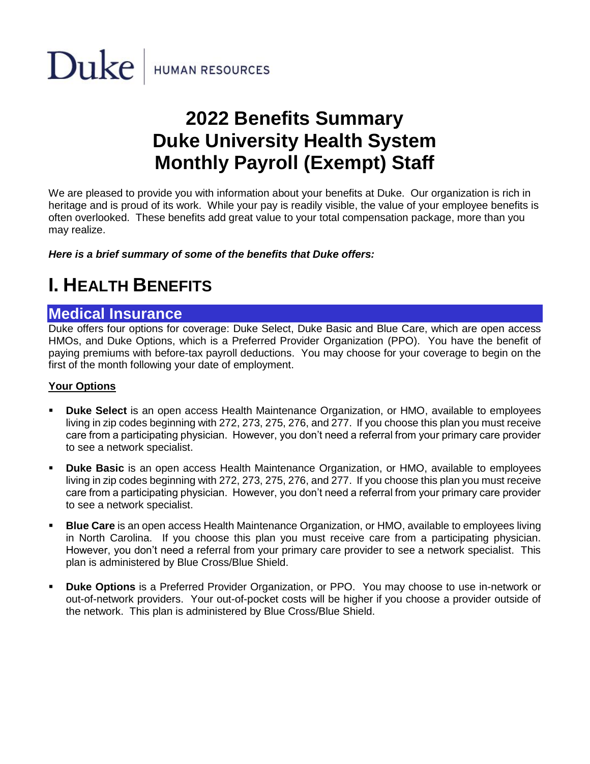Duke | HUMAN RESOURCES

# 2022 Benefits Summary
# Duke University Health System
# Monthly Payroll (Exempt) Staff

We are pleased to provide you with information about your benefits at Duke. Our organization is rich in heritage and is proud of its work. While your pay is readily visible, the value of your employee benefits is often overlooked. These benefits add great value to your total compensation package, more than you may realize.

***Here is a brief summary of some of the benefits that Duke offers:***

# I. Health Benefits

## Medical Insurance

Duke offers four options for coverage: Duke Select, Duke Basic and Blue Care, which are open access HMOs, and Duke Options, which is a Preferred Provider Organization (PPO). You have the benefit of paying premiums with before-tax payroll deductions. You may choose for your coverage to begin on the first of the month following your date of employment.

### Your Options

- **Duke Select** is an open access Health Maintenance Organization, or HMO, available to employees living in zip codes beginning with 272, 273, 275, 276, and 277. If you choose this plan you must receive care from a participating physician. However, you don't need a referral from your primary care provider to see a network specialist.
- **Duke Basic** is an open access Health Maintenance Organization, or HMO, available to employees living in zip codes beginning with 272, 273, 275, 276, and 277. If you choose this plan you must receive care from a participating physician. However, you don't need a referral from your primary care provider to see a network specialist.
- **Blue Care** is an open access Health Maintenance Organization, or HMO, available to employees living in North Carolina. If you choose this plan you must receive care from a participating physician. However, you don't need a referral from your primary care provider to see a network specialist. This plan is administered by Blue Cross/Blue Shield.
- **Duke Options** is a Preferred Provider Organization, or PPO. You may choose to use in-network or out-of-network providers. Your out-of-pocket costs will be higher if you choose a provider outside of the network. This plan is administered by Blue Cross/Blue Shield.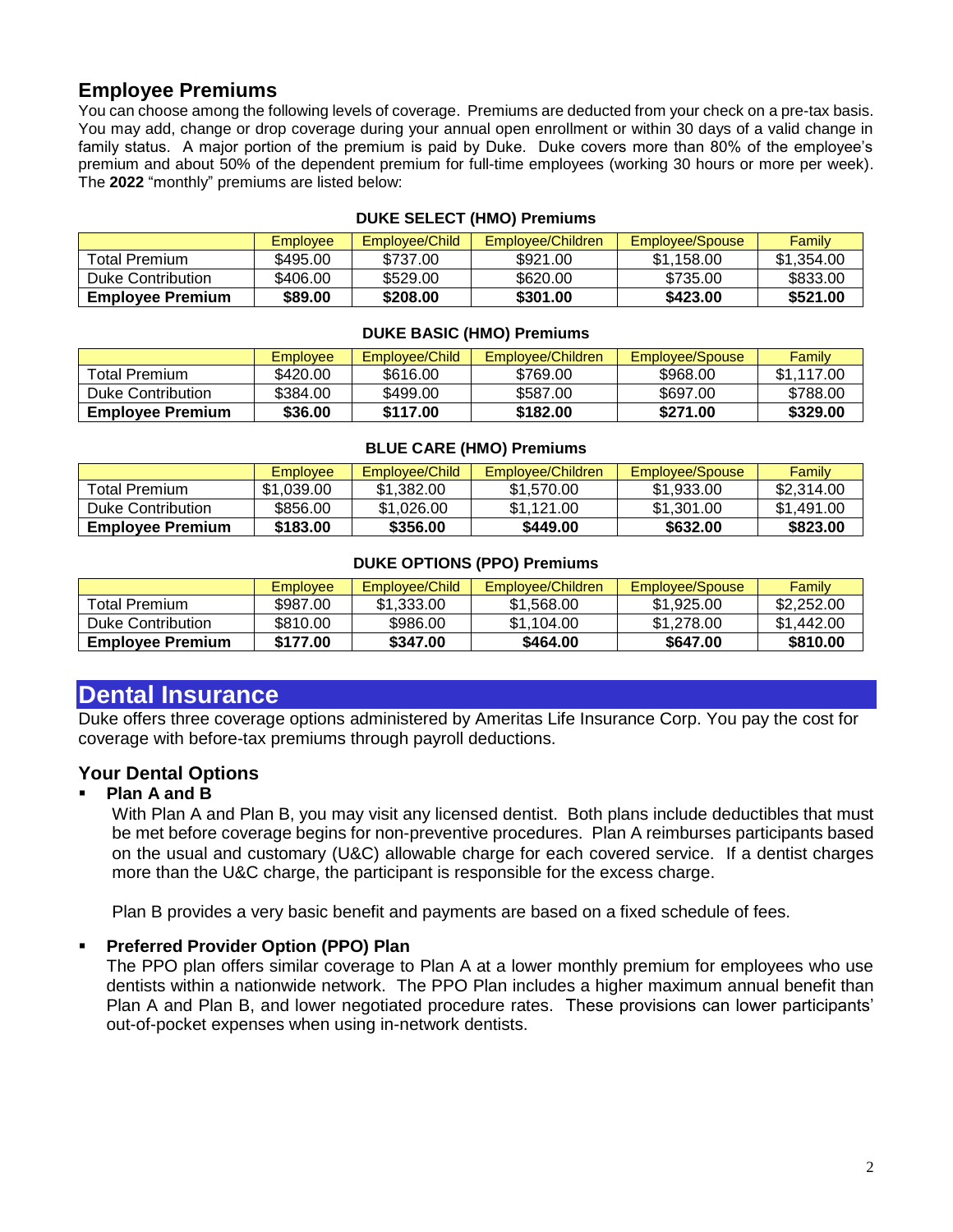## Employee Premiums

You can choose among the following levels of coverage. Premiums are deducted from your check on a pre-tax basis. You may add, change or drop coverage during your annual open enrollment or within 30 days of a valid change in family status. A major portion of the premium is paid by Duke. Duke covers more than 80% of the employee's premium and about 50% of the dependent premium for full-time employees (working 30 hours or more per week). The **2022** "monthly" premiums are listed below:

**DUKE SELECT (HMO) Premiums**

| | Employee | Employee/Child | Employee/Children | Employee/Spouse | Family |
|---|---|---|---|---|---|
| Total Premium | $495.00 | $737.00 | $921.00 | $1,158.00 | $1,354.00 |
| Duke Contribution | $406.00 | $529.00 | $620.00 | $735.00 | $833.00 |
| **Employee Premium** | **$89.00** | **$208.00** | **$301.00** | **$423.00** | **$521.00** |

**DUKE BASIC (HMO) Premiums**

| | Employee | Employee/Child | Employee/Children | Employee/Spouse | Family |
|---|---|---|---|---|---|
| Total Premium | $420.00 | $616.00 | $769.00 | $968.00 | $1,117.00 |
| Duke Contribution | $384.00 | $499.00 | $587.00 | $697.00 | $788.00 |
| **Employee Premium** | **$36.00** | **$117.00** | **$182.00** | **$271.00** | **$329.00** |

**BLUE CARE (HMO) Premiums**

| | Employee | Employee/Child | Employee/Children | Employee/Spouse | Family |
|---|---|---|---|---|---|
| Total Premium | $1,039.00 | $1,382.00 | $1,570.00 | $1,933.00 | $2,314.00 |
| Duke Contribution | $856.00 | $1,026.00 | $1,121.00 | $1,301.00 | $1,491.00 |
| **Employee Premium** | **$183.00** | **$356.00** | **$449.00** | **$632.00** | **$823.00** |

**DUKE OPTIONS (PPO) Premiums**

| | Employee | Employee/Child | Employee/Children | Employee/Spouse | Family |
|---|---|---|---|---|---|
| Total Premium | $987.00 | $1,333.00 | $1,568.00 | $1,925.00 | $2,252.00 |
| Duke Contribution | $810.00 | $986.00 | $1,104.00 | $1,278.00 | $1,442.00 |
| **Employee Premium** | **$177.00** | **$347.00** | **$464.00** | **$647.00** | **$810.00** |

# Dental Insurance

Duke offers three coverage options administered by Ameritas Life Insurance Corp. You pay the cost for coverage with before-tax premiums through payroll deductions.

## Your Dental Options

- **Plan A and B**

  With Plan A and Plan B, you may visit any licensed dentist. Both plans include deductibles that must be met before coverage begins for non-preventive procedures. Plan A reimburses participants based on the usual and customary (U&C) allowable charge for each covered service. If a dentist charges more than the U&C charge, the participant is responsible for the excess charge.

  Plan B provides a very basic benefit and payments are based on a fixed schedule of fees.

- **Preferred Provider Option (PPO) Plan**

  The PPO plan offers similar coverage to Plan A at a lower monthly premium for employees who use dentists within a nationwide network. The PPO Plan includes a higher maximum annual benefit than Plan A and Plan B, and lower negotiated procedure rates. These provisions can lower participants' out-of-pocket expenses when using in-network dentists.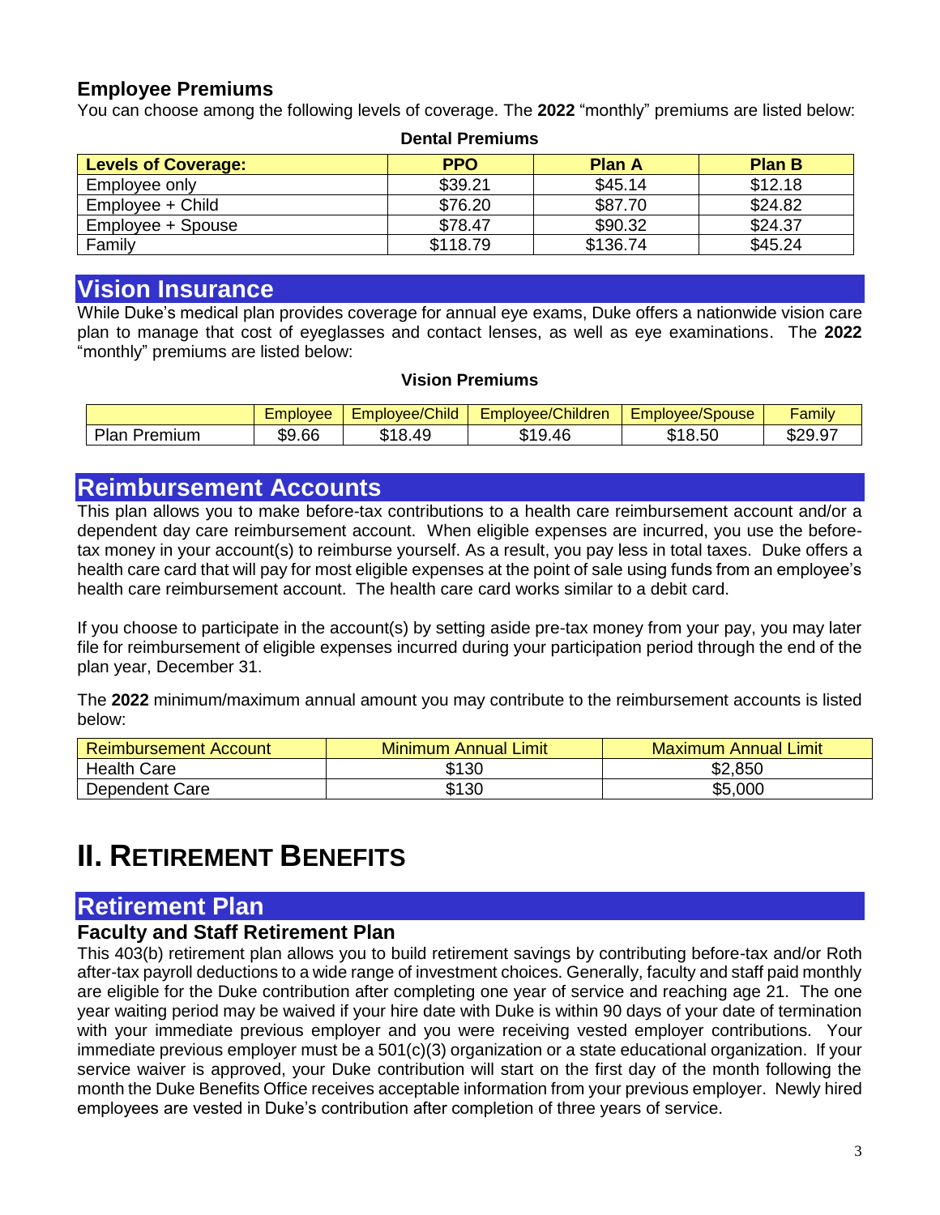### Employee Premiums

You can choose among the following levels of coverage. The **2022** "monthly" premiums are listed below:

**Dental Premiums**

| Levels of Coverage: | PPO | Plan A | Plan B |
|---|---|---|---|
| Employee only | $39.21 | $45.14 | $12.18 |
| Employee + Child | $76.20 | $87.70 | $24.82 |
| Employee + Spouse | $78.47 | $90.32 | $24.37 |
| Family | $118.79 | $136.74 | $45.24 |

## Vision Insurance

While Duke's medical plan provides coverage for annual eye exams, Duke offers a nationwide vision care plan to manage that cost of eyeglasses and contact lenses, as well as eye examinations. The **2022** "monthly" premiums are listed below:

**Vision Premiums**

| | Employee | Employee/Child | Employee/Children | Employee/Spouse | Family |
|---|---|---|---|---|---|
| Plan Premium | $9.66 | $18.49 | $19.46 | $18.50 | $29.97 |

## Reimbursement Accounts

This plan allows you to make before-tax contributions to a health care reimbursement account and/or a dependent day care reimbursement account. When eligible expenses are incurred, you use the before-tax money in your account(s) to reimburse yourself. As a result, you pay less in total taxes. Duke offers a health care card that will pay for most eligible expenses at the point of sale using funds from an employee's health care reimbursement account. The health care card works similar to a debit card.

If you choose to participate in the account(s) by setting aside pre-tax money from your pay, you may later file for reimbursement of eligible expenses incurred during your participation period through the end of the plan year, December 31.

The **2022** minimum/maximum annual amount you may contribute to the reimbursement accounts is listed below:

| Reimbursement Account | Minimum Annual Limit | Maximum Annual Limit |
|---|---|---|
| Health Care | $130 | $2,850 |
| Dependent Care | $130 | $5,000 |

# II. Retirement Benefits

## Retirement Plan

### Faculty and Staff Retirement Plan

This 403(b) retirement plan allows you to build retirement savings by contributing before-tax and/or Roth after-tax payroll deductions to a wide range of investment choices. Generally, faculty and staff paid monthly are eligible for the Duke contribution after completing one year of service and reaching age 21. The one year waiting period may be waived if your hire date with Duke is within 90 days of your date of termination with your immediate previous employer and you were receiving vested employer contributions. Your immediate previous employer must be a 501(c)(3) organization or a state educational organization. If your service waiver is approved, your Duke contribution will start on the first day of the month following the month the Duke Benefits Office receives acceptable information from your previous employer. Newly hired employees are vested in Duke's contribution after completion of three years of service.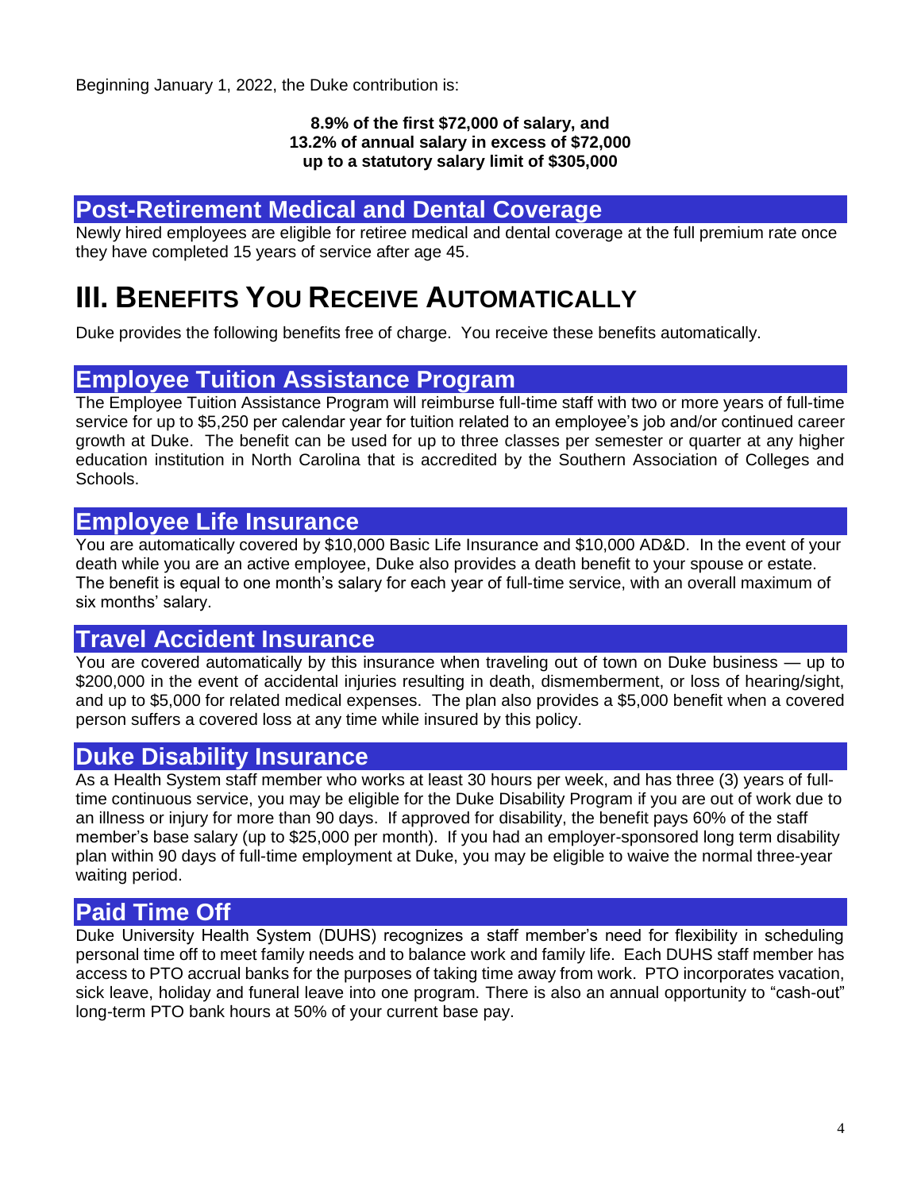Beginning January 1, 2022, the Duke contribution is:

**8.9% of the first $72,000 of salary, and**
**13.2% of annual salary in excess of $72,000**
**up to a statutory salary limit of $305,000**

## Post-Retirement Medical and Dental Coverage

Newly hired employees are eligible for retiree medical and dental coverage at the full premium rate once they have completed 15 years of service after age 45.

# III. Benefits You Receive Automatically

Duke provides the following benefits free of charge. You receive these benefits automatically.

## Employee Tuition Assistance Program

The Employee Tuition Assistance Program will reimburse full-time staff with two or more years of full-time service for up to $5,250 per calendar year for tuition related to an employee's job and/or continued career growth at Duke. The benefit can be used for up to three classes per semester or quarter at any higher education institution in North Carolina that is accredited by the Southern Association of Colleges and Schools.

## Employee Life Insurance

You are automatically covered by $10,000 Basic Life Insurance and $10,000 AD&D. In the event of your death while you are an active employee, Duke also provides a death benefit to your spouse or estate. The benefit is equal to one month's salary for each year of full-time service, with an overall maximum of six months' salary.

## Travel Accident Insurance

You are covered automatically by this insurance when traveling out of town on Duke business — up to $200,000 in the event of accidental injuries resulting in death, dismemberment, or loss of hearing/sight, and up to $5,000 for related medical expenses. The plan also provides a $5,000 benefit when a covered person suffers a covered loss at any time while insured by this policy.

## Duke Disability Insurance

As a Health System staff member who works at least 30 hours per week, and has three (3) years of full-time continuous service, you may be eligible for the Duke Disability Program if you are out of work due to an illness or injury for more than 90 days. If approved for disability, the benefit pays 60% of the staff member's base salary (up to $25,000 per month). If you had an employer-sponsored long term disability plan within 90 days of full-time employment at Duke, you may be eligible to waive the normal three-year waiting period.

## Paid Time Off

Duke University Health System (DUHS) recognizes a staff member's need for flexibility in scheduling personal time off to meet family needs and to balance work and family life. Each DUHS staff member has access to PTO accrual banks for the purposes of taking time away from work. PTO incorporates vacation, sick leave, holiday and funeral leave into one program. There is also an annual opportunity to "cash-out" long-term PTO bank hours at 50% of your current base pay.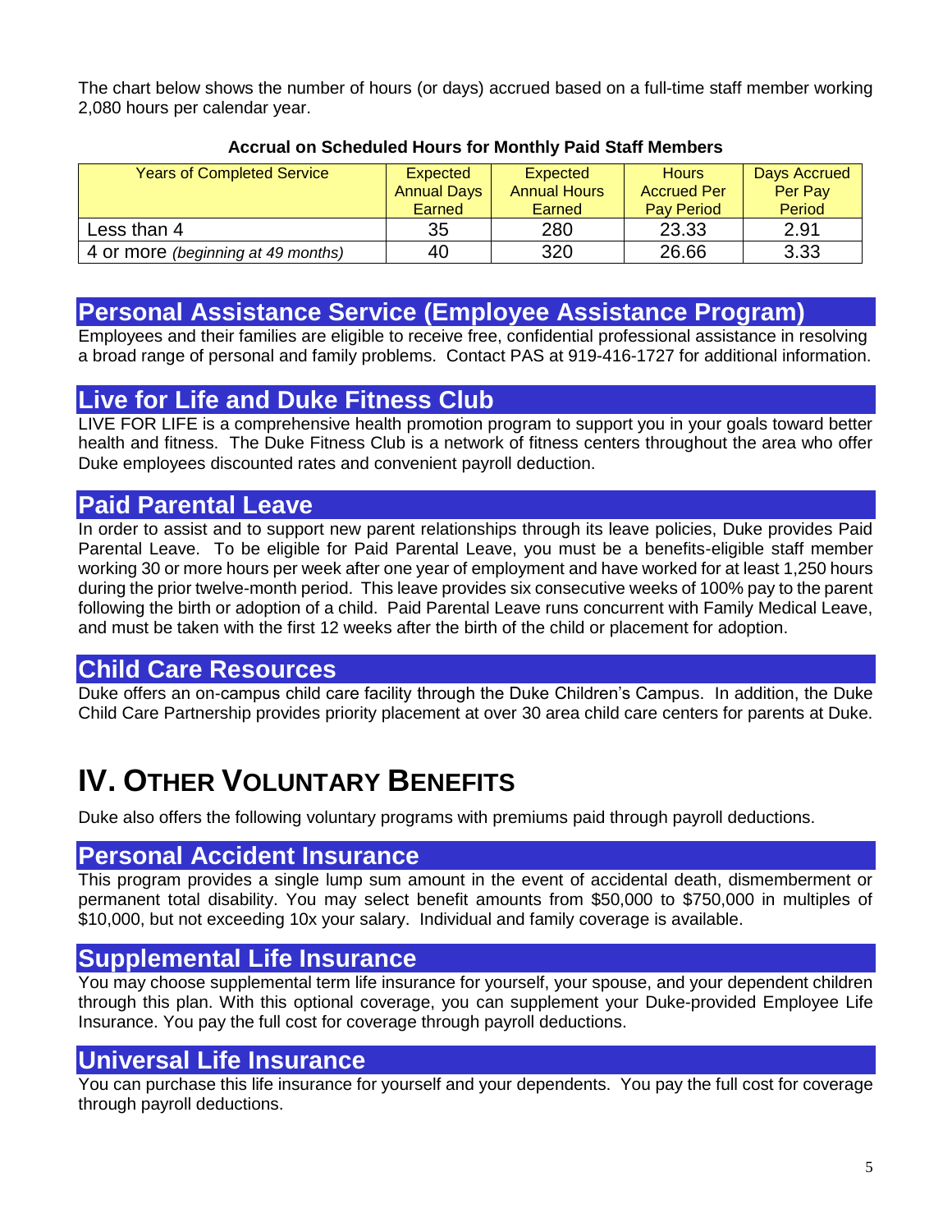The chart below shows the number of hours (or days) accrued based on a full-time staff member working 2,080 hours per calendar year.

**Accrual on Scheduled Hours for Monthly Paid Staff Members**

| Years of Completed Service | Expected Annual Days Earned | Expected Annual Hours Earned | Hours Accrued Per Pay Period | Days Accrued Per Pay Period |
|---|---|---|---|---|
| Less than 4 | 35 | 280 | 23.33 | 2.91 |
| 4 or more *(beginning at 49 months)* | 40 | 320 | 26.66 | 3.33 |

## Personal Assistance Service (Employee Assistance Program)

Employees and their families are eligible to receive free, confidential professional assistance in resolving a broad range of personal and family problems. Contact PAS at 919-416-1727 for additional information.

## Live for Life and Duke Fitness Club

LIVE FOR LIFE is a comprehensive health promotion program to support you in your goals toward better health and fitness. The Duke Fitness Club is a network of fitness centers throughout the area who offer Duke employees discounted rates and convenient payroll deduction.

## Paid Parental Leave

In order to assist and to support new parent relationships through its leave policies, Duke provides Paid Parental Leave. To be eligible for Paid Parental Leave, you must be a benefits-eligible staff member working 30 or more hours per week after one year of employment and have worked for at least 1,250 hours during the prior twelve-month period. This leave provides six consecutive weeks of 100% pay to the parent following the birth or adoption of a child. Paid Parental Leave runs concurrent with Family Medical Leave, and must be taken with the first 12 weeks after the birth of the child or placement for adoption.

## Child Care Resources

Duke offers an on-campus child care facility through the Duke Children's Campus. In addition, the Duke Child Care Partnership provides priority placement at over 30 area child care centers for parents at Duke.

# IV. Other Voluntary Benefits

Duke also offers the following voluntary programs with premiums paid through payroll deductions.

## Personal Accident Insurance

This program provides a single lump sum amount in the event of accidental death, dismemberment or permanent total disability. You may select benefit amounts from $50,000 to $750,000 in multiples of $10,000, but not exceeding 10x your salary. Individual and family coverage is available.

## Supplemental Life Insurance

You may choose supplemental term life insurance for yourself, your spouse, and your dependent children through this plan. With this optional coverage, you can supplement your Duke-provided Employee Life Insurance. You pay the full cost for coverage through payroll deductions.

## Universal Life Insurance

You can purchase this life insurance for yourself and your dependents. You pay the full cost for coverage through payroll deductions.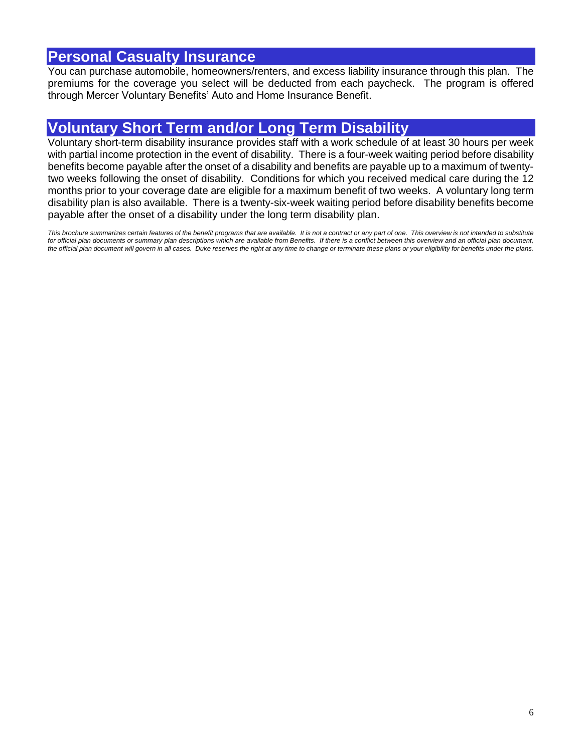## Personal Casualty Insurance

You can purchase automobile, homeowners/renters, and excess liability insurance through this plan. The premiums for the coverage you select will be deducted from each paycheck. The program is offered through Mercer Voluntary Benefits' Auto and Home Insurance Benefit.

## Voluntary Short Term and/or Long Term Disability

Voluntary short-term disability insurance provides staff with a work schedule of at least 30 hours per week with partial income protection in the event of disability. There is a four-week waiting period before disability benefits become payable after the onset of a disability and benefits are payable up to a maximum of twenty-two weeks following the onset of disability. Conditions for which you received medical care during the 12 months prior to your coverage date are eligible for a maximum benefit of two weeks. A voluntary long term disability plan is also available. There is a twenty-six-week waiting period before disability benefits become payable after the onset of a disability under the long term disability plan.

*This brochure summarizes certain features of the benefit programs that are available. It is not a contract or any part of one. This overview is not intended to substitute for official plan documents or summary plan descriptions which are available from Benefits. If there is a conflict between this overview and an official plan document, the official plan document will govern in all cases. Duke reserves the right at any time to change or terminate these plans or your eligibility for benefits under the plans.*